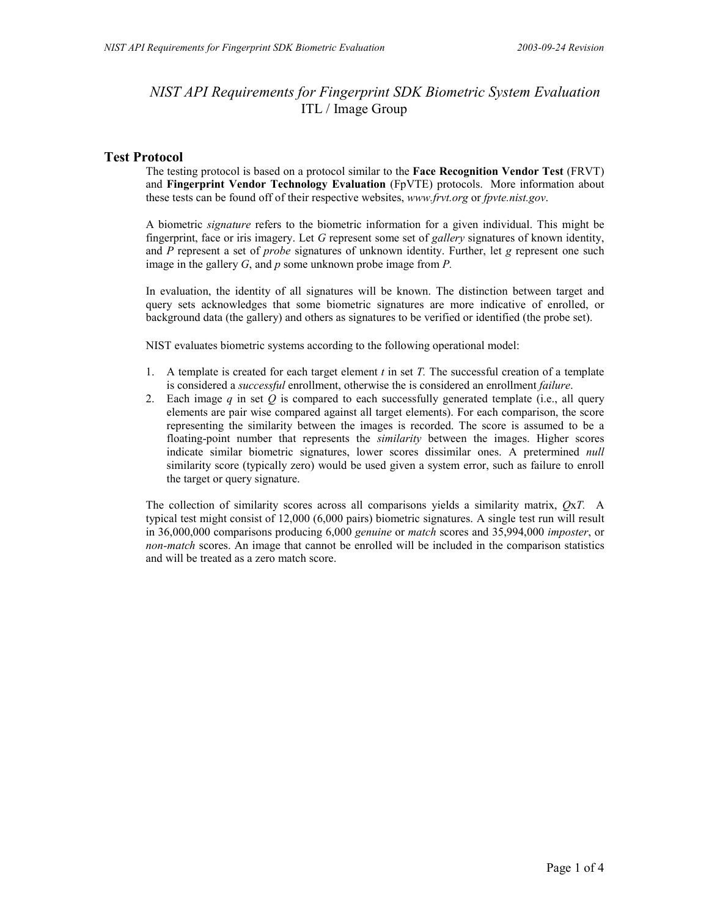# *NIST API Requirements for Fingerprint SDK Biometric System Evaluation*

ITL / Image Group

## Test Protocol

The testing protocol is based on a protocol similar to the **Face Recognition Vendor Test** (FRVT) and **Fingerprint Vendor Technology Evaluation** (FpVTE) protocols. More information about these tests can be found off of their respective websites, *www.frvt.org* or *fpvte.nist.gov*.

A biometric *signature* refers to the biometric information for a given individual. This might be fingerprint, face or iris imagery. Let *G* represent some set of *gallery* signatures of known identity, and *P* represent a set of *probe* signatures of unknown identity. Further, let *g* represent one such image in the gallery *G*, and *p* some unknown probe image from *P.*

In evaluation, the identity of all signatures will be known. The distinction between target and query sets acknowledges that some biometric signatures are more indicative of enrolled, or background data (the gallery) and others as signatures to be verified or identified (the probe set).

NIST evaluates biometric systems according to the following operational model:

1. A template is created for each target element *t* in set *T.* The successful creation of a template is considered a *successful* enrollment, otherwise the is considered an enrollment *failure*.
2. Each image *q* in set *Q* is compared to each successfully generated template (i.e., all query elements are pair wise compared against all target elements). For each comparison, the score representing the similarity between the images is recorded. The score is assumed to be a floating-point number that represents the *similarity* between the images. Higher scores indicate similar biometric signatures, lower scores dissimilar ones. A pretermined *null* similarity score (typically zero) would be used given a system error, such as failure to enroll the target or query signature.

The collection of similarity scores across all comparisons yields a similarity matrix, *Q*x*T.* A typical test might consist of 12,000 (6,000 pairs) biometric signatures. A single test run will result in 36,000,000 comparisons producing 6,000 *genuine* or *match* scores and 35,994,000 *imposter*, or *non-match* scores. An image that cannot be enrolled will be included in the comparison statistics and will be treated as a zero match score.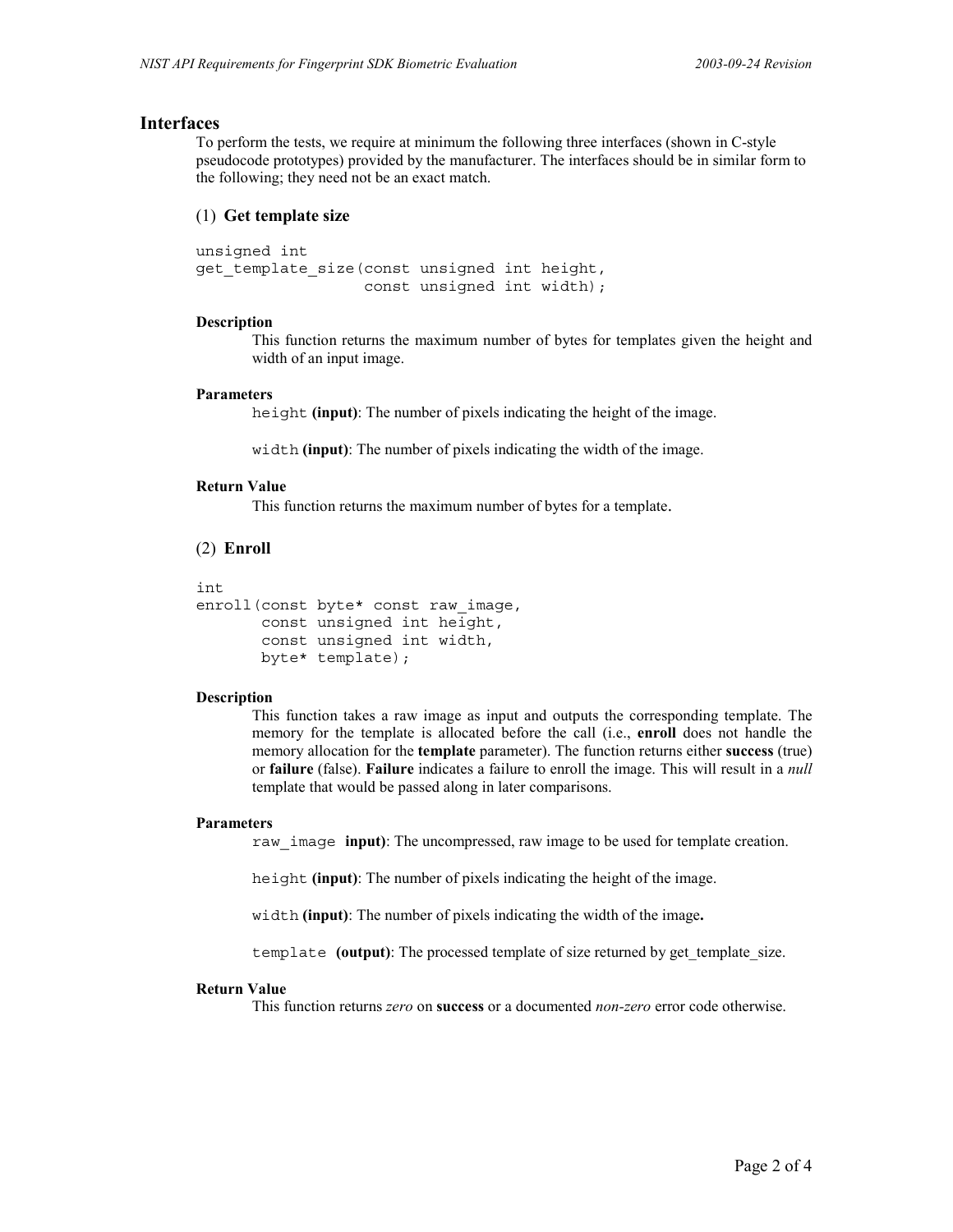## Interfaces

To perform the tests, we require at minimum the following three interfaces (shown in C-style pseudocode prototypes) provided by the manufacturer. The interfaces should be in similar form to the following; they need not be an exact match.

### (1) Get template size

```
unsigned int
get_template_size(const unsigned int height,
                  const unsigned int width);
```

**Description**

This function returns the maximum number of bytes for templates given the height and width of an input image.

**Parameters**

`height` **(input)**: The number of pixels indicating the height of the image.

`width` **(input)**: The number of pixels indicating the width of the image.

**Return Value**

This function returns the maximum number of bytes for a template.

### (2) Enroll

```
int
enroll(const byte* const raw_image,
       const unsigned int height,
       const unsigned int width,
       byte* template);
```

**Description**

This function takes a raw image as input and outputs the corresponding template. The memory for the template is allocated before the call (i.e., **enroll** does not handle the memory allocation for the **template** parameter). The function returns either **success** (true) or **failure** (false). **Failure** indicates a failure to enroll the image. This will result in a *null* template that would be passed along in later comparisons.

**Parameters**

`raw_image` **input)**: The uncompressed, raw image to be used for template creation.

`height` **(input)**: The number of pixels indicating the height of the image.

`width` **(input)**: The number of pixels indicating the width of the image**.**

`template` **(output)**: The processed template of size returned by get_template_size.

**Return Value**

This function returns *zero* on **success** or a documented *non-zero* error code otherwise.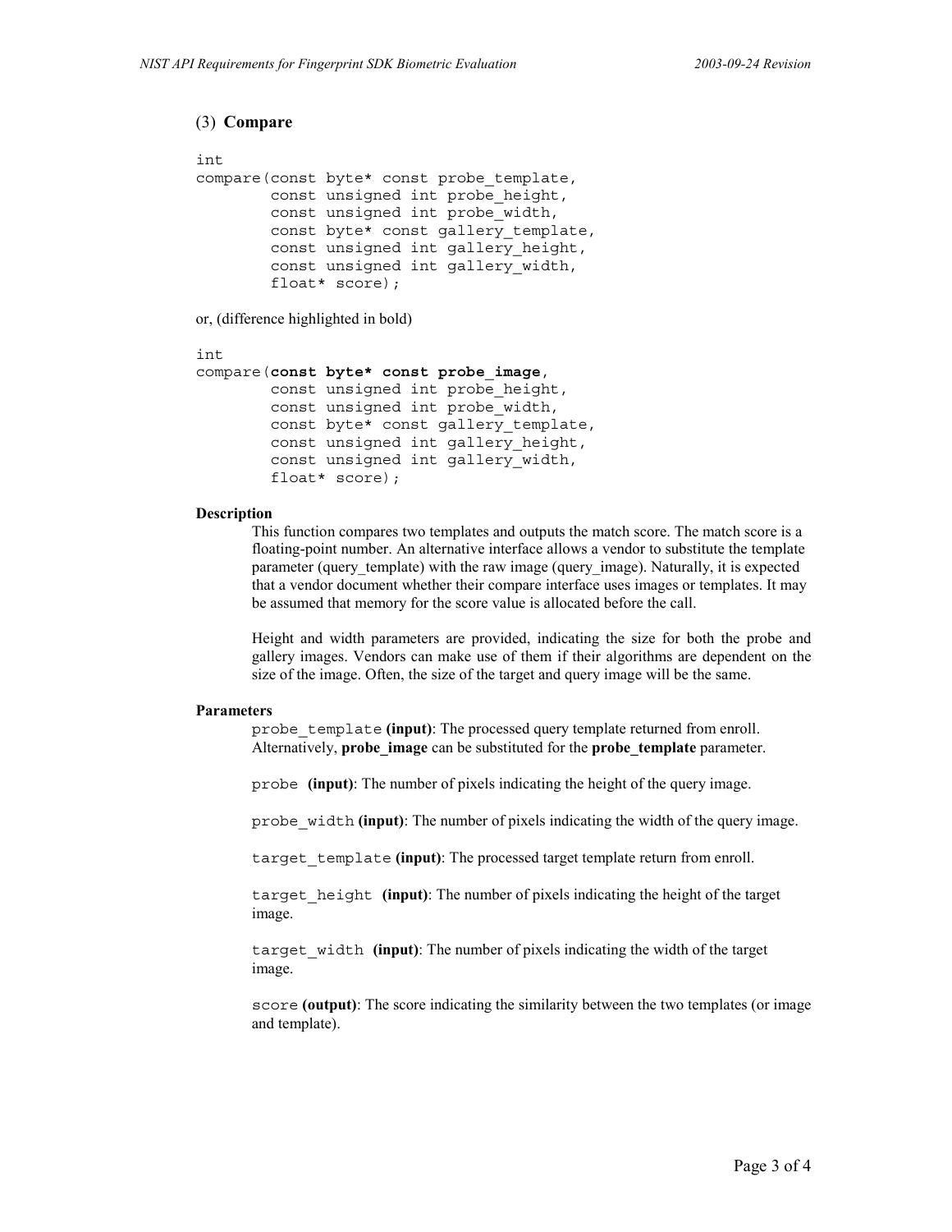### (3) Compare

```
int
compare(const byte* const probe_template,
        const unsigned int probe_height,
        const unsigned int probe_width,
        const byte* const gallery_template,
        const unsigned int gallery_height,
        const unsigned int gallery_width,
        float* score);
```

or, (difference highlighted in bold)

```
int
compare(const byte* const probe_image,
        const unsigned int probe_height,
        const unsigned int probe_width,
        const byte* const gallery_template,
        const unsigned int gallery_height,
        const unsigned int gallery_width,
        float* score);
```

**Description**

This function compares two templates and outputs the match score. The match score is a floating-point number. An alternative interface allows a vendor to substitute the template parameter (query_template) with the raw image (query_image). Naturally, it is expected that a vendor document whether their compare interface uses images or templates. It may be assumed that memory for the score value is allocated before the call.

Height and width parameters are provided, indicating the size for both the probe and gallery images. Vendors can make use of them if their algorithms are dependent on the size of the image. Often, the size of the target and query image will be the same.

**Parameters**

`probe_template` **(input)**: The processed query template returned from enroll. Alternatively, **probe_image** can be substituted for the **probe_template** parameter.

`probe` **(input)**: The number of pixels indicating the height of the query image.

`probe_width` **(input)**: The number of pixels indicating the width of the query image.

`target_template` **(input)**: The processed target template return from enroll.

`target_height` **(input)**: The number of pixels indicating the height of the target image.

`target_width` **(input)**: The number of pixels indicating the width of the target image.

`score` **(output)**: The score indicating the similarity between the two templates (or image and template).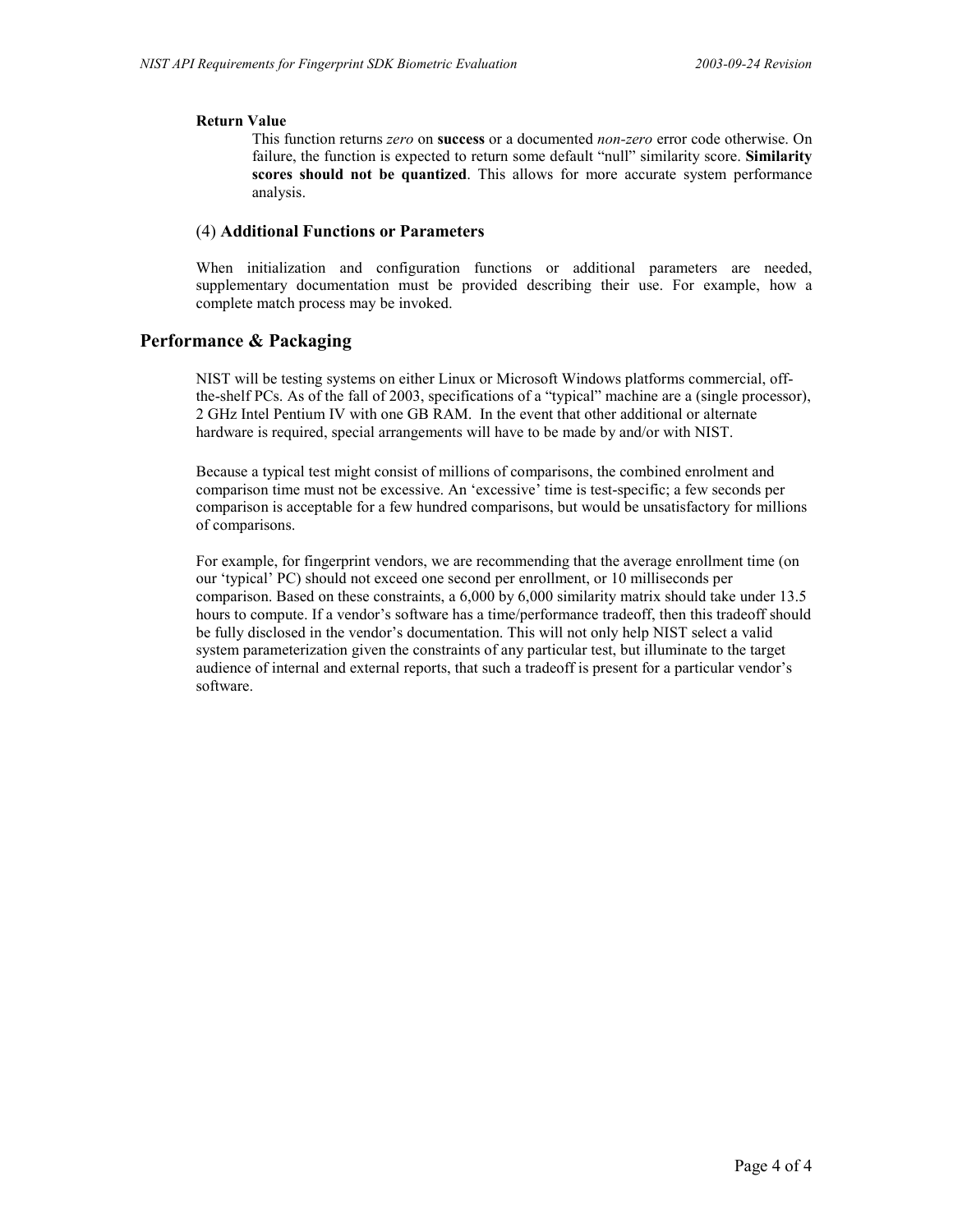**Return Value**

This function returns *zero* on **success** or a documented *non-zero* error code otherwise. On failure, the function is expected to return some default "null" similarity score. **Similarity scores should not be quantized**. This allows for more accurate system performance analysis.

### (4) **Additional Functions or Parameters**

When initialization and configuration functions or additional parameters are needed, supplementary documentation must be provided describing their use. For example, how a complete match process may be invoked.

## Performance & Packaging

NIST will be testing systems on either Linux or Microsoft Windows platforms commercial, off-the-shelf PCs. As of the fall of 2003, specifications of a "typical" machine are a (single processor), 2 GHz Intel Pentium IV with one GB RAM. In the event that other additional or alternate hardware is required, special arrangements will have to be made by and/or with NIST.

Because a typical test might consist of millions of comparisons, the combined enrolment and comparison time must not be excessive. An 'excessive' time is test-specific; a few seconds per comparison is acceptable for a few hundred comparisons, but would be unsatisfactory for millions of comparisons.

For example, for fingerprint vendors, we are recommending that the average enrollment time (on our 'typical' PC) should not exceed one second per enrollment, or 10 milliseconds per comparison. Based on these constraints, a 6,000 by 6,000 similarity matrix should take under 13.5 hours to compute. If a vendor's software has a time/performance tradeoff, then this tradeoff should be fully disclosed in the vendor's documentation. This will not only help NIST select a valid system parameterization given the constraints of any particular test, but illuminate to the target audience of internal and external reports, that such a tradeoff is present for a particular vendor's software.